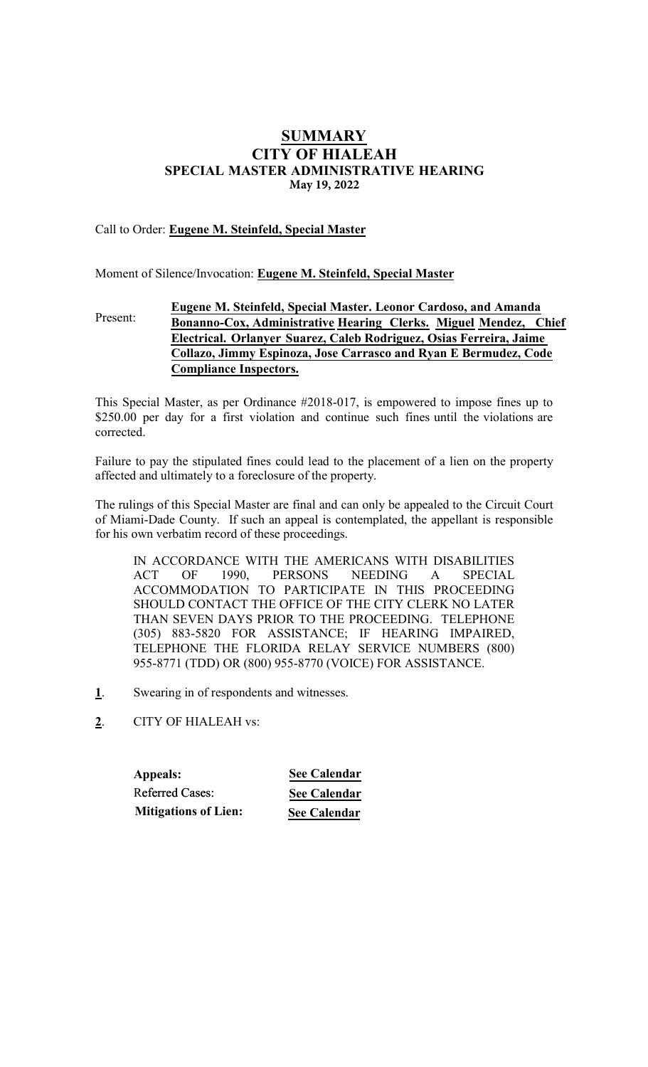# SUMMARY
## CITY OF HIALEAH
### SPECIAL MASTER ADMINISTRATIVE HEARING
**May 19, 2022**

Call to Order: **Eugene M. Steinfeld, Special Master**

Moment of Silence/Invocation: **Eugene M. Steinfeld, Special Master**

Present: **Eugene M. Steinfeld, Special Master. Leonor Cardoso, and Amanda Bonanno-Cox, Administrative Hearing Clerks. Miguel Mendez, Chief Electrical. Orlanyer Suarez, Caleb Rodriguez, Osias Ferreira, Jaime Collazo, Jimmy Espinoza, Jose Carrasco and Ryan E Bermudez, Code Compliance Inspectors.**

This Special Master, as per Ordinance #2018-017, is empowered to impose fines up to $250.00 per day for a first violation and continue such fines until the violations are corrected.

Failure to pay the stipulated fines could lead to the placement of a lien on the property affected and ultimately to a foreclosure of the property.

The rulings of this Special Master are final and can only be appealed to the Circuit Court of Miami-Dade County. If such an appeal is contemplated, the appellant is responsible for his own verbatim record of these proceedings.

> IN ACCORDANCE WITH THE AMERICANS WITH DISABILITIES ACT OF 1990, PERSONS NEEDING A SPECIAL ACCOMMODATION TO PARTICIPATE IN THIS PROCEEDING SHOULD CONTACT THE OFFICE OF THE CITY CLERK NO LATER THAN SEVEN DAYS PRIOR TO THE PROCEEDING. TELEPHONE (305) 883-5820 FOR ASSISTANCE; IF HEARING IMPAIRED, TELEPHONE THE FLORIDA RELAY SERVICE NUMBERS (800) 955-8771 (TDD) OR (800) 955-8770 (VOICE) FOR ASSISTANCE.

**1**. Swearing in of respondents and witnesses.

**2**. CITY OF HIALEAH vs:

| | |
|---|---|
| **Appeals:** | **See Calendar** |
| Referred Cases: | **See Calendar** |
| **Mitigations of Lien:** | **See Calendar** |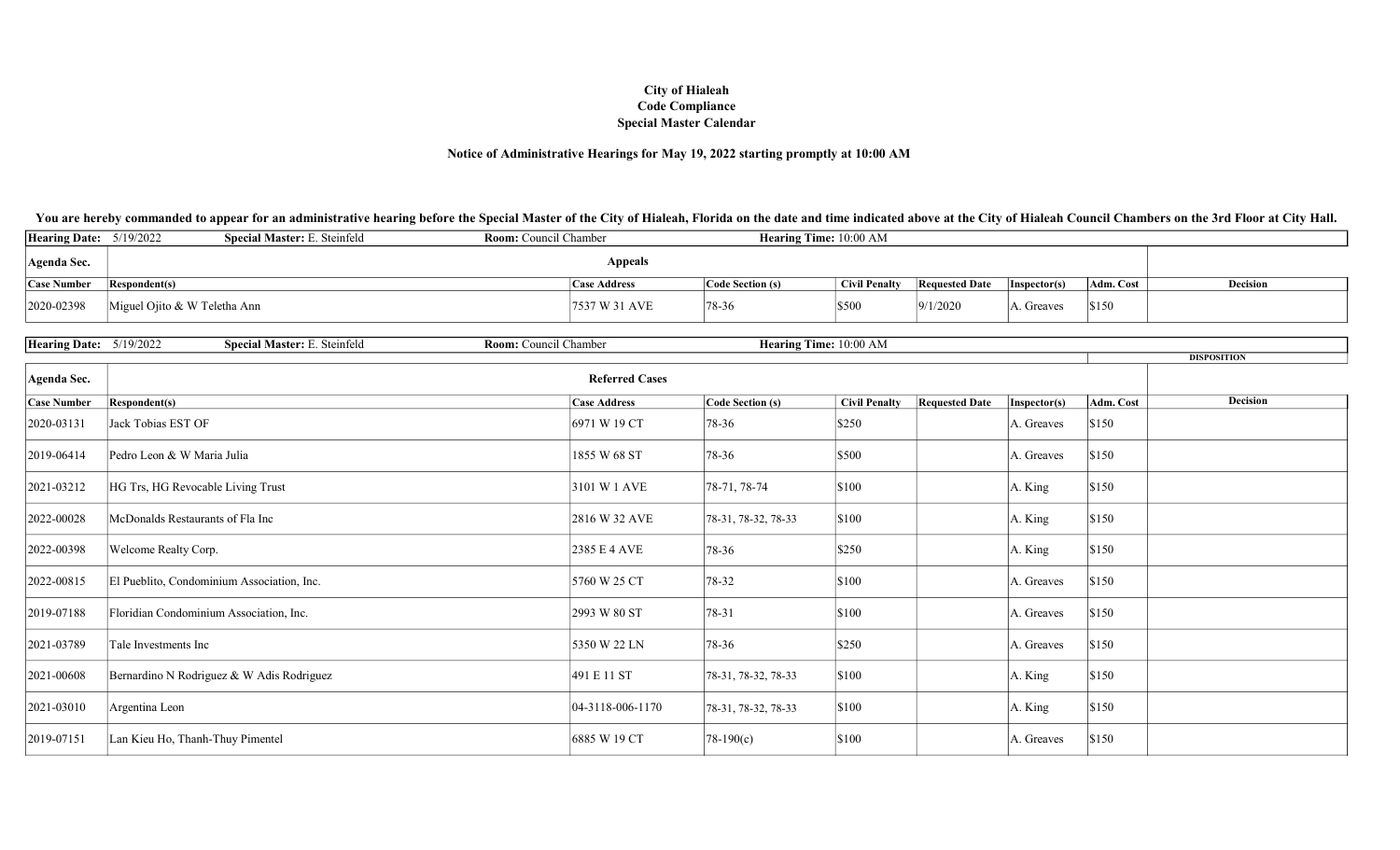**City of Hialeah**
**Code Compliance**
**Special Master Calendar**

**Notice of Administrative Hearings for May 19, 2022 starting promptly at 10:00 AM**

**You are hereby commanded to appear for an administrative hearing before the Special Master of the City of Hialeah, Florida on the date and time indicated above at the City of Hialeah Council Chambers on the 3rd Floor at City Hall.**

**Hearing Date:** 5/19/2022 **Special Master:** E. Steinfeld **Room:** Council Chamber **Hearing Time:** 10:00 AM

**Agenda Sec.:** Appeals

| Case Number | Respondent(s) | Case Address | Code Section (s) | Civil Penalty | Requested Date | Inspector(s) | Adm. Cost | Decision |
|---|---|---|---|---|---|---|---|---|
| 2020-02398 | Miguel Ojito & W Teletha Ann | 7537 W 31 AVE | 78-36 | $500 | 9/1/2020 | A. Greaves | $150 | |

**Hearing Date:** 5/19/2022 **Special Master:** E. Steinfeld **Room:** Council Chamber **Hearing Time:** 10:00 AM

**DISPOSITION**

**Agenda Sec.:** Referred Cases

| Case Number | Respondent(s) | Case Address | Code Section (s) | Civil Penalty | Requested Date | Inspector(s) | Adm. Cost | Decision |
|---|---|---|---|---|---|---|---|---|
| 2020-03131 | Jack Tobias EST OF | 6971 W 19 CT | 78-36 | $250 | | A. Greaves | $150 | |
| 2019-06414 | Pedro Leon & W Maria Julia | 1855 W 68 ST | 78-36 | $500 | | A. Greaves | $150 | |
| 2021-03212 | HG Trs, HG Revocable Living Trust | 3101 W 1 AVE | 78-71, 78-74 | $100 | | A. King | $150 | |
| 2022-00028 | McDonalds Restaurants of Fla Inc | 2816 W 32 AVE | 78-31, 78-32, 78-33 | $100 | | A. King | $150 | |
| 2022-00398 | Welcome Realty Corp. | 2385 E 4 AVE | 78-36 | $250 | | A. King | $150 | |
| 2022-00815 | El Pueblito, Condominium Association, Inc. | 5760 W 25 CT | 78-32 | $100 | | A. Greaves | $150 | |
| 2019-07188 | Floridian Condominium Association, Inc. | 2993 W 80 ST | 78-31 | $100 | | A. Greaves | $150 | |
| 2021-03789 | Tale Investments Inc | 5350 W 22 LN | 78-36 | $250 | | A. Greaves | $150 | |
| 2021-00608 | Bernardino N Rodriguez & W Adis Rodriguez | 491 E 11 ST | 78-31, 78-32, 78-33 | $100 | | A. King | $150 | |
| 2021-03010 | Argentina Leon | 04-3118-006-1170 | 78-31, 78-32, 78-33 | $100 | | A. King | $150 | |
| 2019-07151 | Lan Kieu Ho, Thanh-Thuy Pimentel | 6885 W 19 CT | 78-190(c) | $100 | | A. Greaves | $150 | |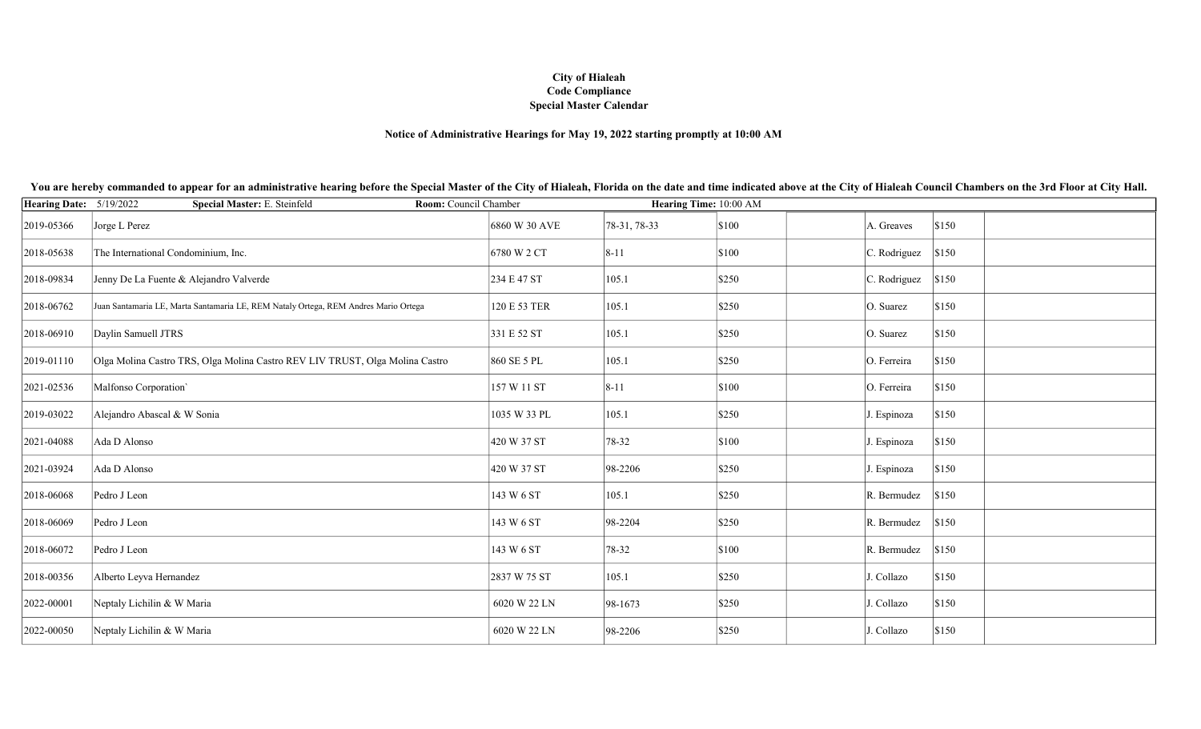**City of Hialeah**
**Code Compliance**
**Special Master Calendar**

**Notice of Administrative Hearings for May 19, 2022 starting promptly at 10:00 AM**

**You are hereby commanded to appear for an administrative hearing before the Special Master of the City of Hialeah, Florida on the date and time indicated above at the City of Hialeah Council Chambers on the 3rd Floor at City Hall.**

| **Hearing Date:** 5/19/2022 | **Special Master:** E. Steinfeld | **Room:** Council Chamber | **Hearing Time:** 10:00 AM | | | | | |
|---|---|---|---|---|---|---|---|---|
| 2019-05366 | Jorge L Perez | 6860 W 30 AVE | 78-31, 78-33 | $100 | | A. Greaves | $150 | |
| 2018-05638 | The International Condominium, Inc. | 6780 W 2 CT | 8-11 | $100 | | C. Rodriguez | $150 | |
| 2018-09834 | Jenny De La Fuente & Alejandro Valverde | 234 E 47 ST | 105.1 | $250 | | C. Rodriguez | $150 | |
| 2018-06762 | Juan Santamaria LE, Marta Santamaria LE, REM Nataly Ortega, REM Andres Mario Ortega | 120 E 53 TER | 105.1 | $250 | | O. Suarez | $150 | |
| 2018-06910 | Daylin Samuell JTRS | 331 E 52 ST | 105.1 | $250 | | O. Suarez | $150 | |
| 2019-01110 | Olga Molina Castro TRS, Olga Molina Castro REV LIV TRUST, Olga Molina Castro | 860 SE 5 PL | 105.1 | $250 | | O. Ferreira | $150 | |
| 2021-02536 | Malfonso Corporation` | 157 W 11 ST | 8-11 | $100 | | O. Ferreira | $150 | |
| 2019-03022 | Alejandro Abascal & W Sonia | 1035 W 33 PL | 105.1 | $250 | | J. Espinoza | $150 | |
| 2021-04088 | Ada D Alonso | 420 W 37 ST | 78-32 | $100 | | J. Espinoza | $150 | |
| 2021-03924 | Ada D Alonso | 420 W 37 ST | 98-2206 | $250 | | J. Espinoza | $150 | |
| 2018-06068 | Pedro J Leon | 143 W 6 ST | 105.1 | $250 | | R. Bermudez | $150 | |
| 2018-06069 | Pedro J Leon | 143 W 6 ST | 98-2204 | $250 | | R. Bermudez | $150 | |
| 2018-06072 | Pedro J Leon | 143 W 6 ST | 78-32 | $100 | | R. Bermudez | $150 | |
| 2018-00356 | Alberto Leyva Hernandez | 2837 W 75 ST | 105.1 | $250 | | J. Collazo | $150 | |
| 2022-00001 | Neptaly Lichilin & W Maria | 6020 W 22 LN | 98-1673 | $250 | | J. Collazo | $150 | |
| 2022-00050 | Neptaly Lichilin & W Maria | 6020 W 22 LN | 98-2206 | $250 | | J. Collazo | $150 | |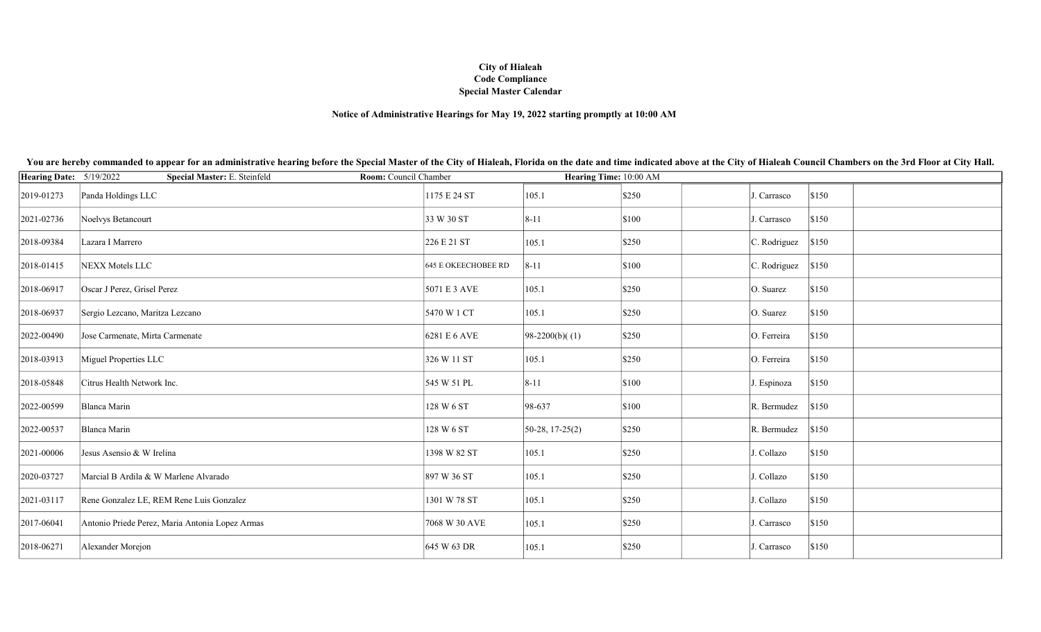**City of Hialeah**
**Code Compliance**
**Special Master Calendar**

**Notice of Administrative Hearings for May 19, 2022 starting promptly at 10:00 AM**

**You are hereby commanded to appear for an administrative hearing before the Special Master of the City of Hialeah, Florida on the date and time indicated above at the City of Hialeah Council Chambers on the 3rd Floor at City Hall.**

| **Hearing Date:** 5/19/2022 | **Special Master:** E. Steinfeld | **Room:** Council Chamber | **Hearing Time:** 10:00 AM | | | | | |
|---|---|---|---|---|---|---|---|---|
| 2019-01273 | Panda Holdings LLC | 1175 E 24 ST | 105.1 | $250 | | J. Carrasco | $150 | |
| 2021-02736 | Noelvys Betancourt | 33 W 30 ST | 8-11 | $100 | | J. Carrasco | $150 | |
| 2018-09384 | Lazara I Marrero | 226 E 21 ST | 105.1 | $250 | | C. Rodriguez | $150 | |
| 2018-01415 | NEXX Motels LLC | 645 E OKEECHOBEE RD | 8-11 | $100 | | C. Rodriguez | $150 | |
| 2018-06917 | Oscar J Perez, Grisel Perez | 5071 E 3 AVE | 105.1 | $250 | | O. Suarez | $150 | |
| 2018-06937 | Sergio Lezcano, Maritza Lezcano | 5470 W 1 CT | 105.1 | $250 | | O. Suarez | $150 | |
| 2022-00490 | Jose Carmenate, Mirta Carmenate | 6281 E 6 AVE | 98-2200(b)( (1) | $250 | | O. Ferreira | $150 | |
| 2018-03913 | Miguel Properties LLC | 326 W 11 ST | 105.1 | $250 | | O. Ferreira | $150 | |
| 2018-05848 | Citrus Health Network Inc. | 545 W 51 PL | 8-11 | $100 | | J. Espinoza | $150 | |
| 2022-00599 | Blanca Marin | 128 W 6 ST | 98-637 | $100 | | R. Bermudez | $150 | |
| 2022-00537 | Blanca Marin | 128 W 6 ST | 50-28, 17-25(2) | $250 | | R. Bermudez | $150 | |
| 2021-00006 | Jesus Asensio & W Irelina | 1398 W 82 ST | 105.1 | $250 | | J. Collazo | $150 | |
| 2020-03727 | Marcial B Ardila & W Marlene Alvarado | 897 W 36 ST | 105.1 | $250 | | J. Collazo | $150 | |
| 2021-03117 | Rene Gonzalez LE, REM Rene Luis Gonzalez | 1301 W 78 ST | 105.1 | $250 | | J. Collazo | $150 | |
| 2017-06041 | Antonio Priede Perez, Maria Antonia Lopez Armas | 7068 W 30 AVE | 105.1 | $250 | | J. Carrasco | $150 | |
| 2018-06271 | Alexander Morejon | 645 W 63 DR | 105.1 | $250 | | J. Carrasco | $150 | |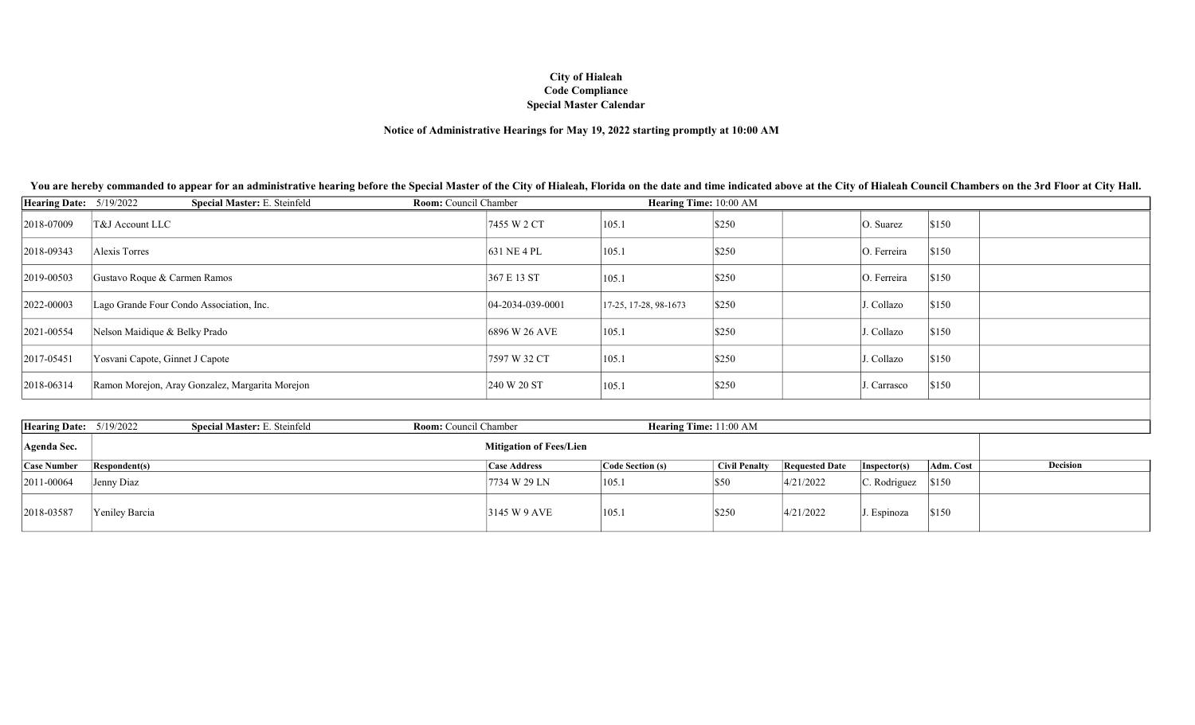**City of Hialeah**
**Code Compliance**
**Special Master Calendar**

**Notice of Administrative Hearings for May 19, 2022 starting promptly at 10:00 AM**

**You are hereby commanded to appear for an administrative hearing before the Special Master of the City of Hialeah, Florida on the date and time indicated above at the City of Hialeah Council Chambers on the 3rd Floor at City Hall.**

**Hearing Date:** 5/19/2022 **Special Master:** E. Steinfeld **Room:** Council Chamber **Hearing Time:** 10:00 AM

| | | | | | | | | |
|---|---|---|---|---|---|---|---|---|
| 2018-07009 | T&J Account LLC | 7455 W 2 CT | 105.1 | $250 | | O. Suarez | $150 | |
| 2018-09343 | Alexis Torres | 631 NE 4 PL | 105.1 | $250 | | O. Ferreira | $150 | |
| 2019-00503 | Gustavo Roque & Carmen Ramos | 367 E 13 ST | 105.1 | $250 | | O. Ferreira | $150 | |
| 2022-00003 | Lago Grande Four Condo Association, Inc. | 04-2034-039-0001 | 17-25, 17-28, 98-1673 | $250 | | J. Collazo | $150 | |
| 2021-00554 | Nelson Maidique & Belky Prado | 6896 W 26 AVE | 105.1 | $250 | | J. Collazo | $150 | |
| 2017-05451 | Yosvani Capote, Ginnet J Capote | 7597 W 32 CT | 105.1 | $250 | | J. Collazo | $150 | |
| 2018-06314 | Ramon Morejon, Aray Gonzalez, Margarita Morejon | 240 W 20 ST | 105.1 | $250 | | J. Carrasco | $150 | |

**Hearing Date:** 5/19/2022 **Special Master:** E. Steinfeld **Room:** Council Chamber **Hearing Time:** 11:00 AM

**Agenda Sec.** — **Mitigation of Fees/Lien**

| Case Number | Respondent(s) | Case Address | Code Section (s) | Civil Penalty | Requested Date | Inspector(s) | Adm. Cost | Decision |
|---|---|---|---|---|---|---|---|---|
| 2011-00064 | Jenny Diaz | 7734 W 29 LN | 105.1 | $50 | 4/21/2022 | C. Rodriguez | $150 | |
| 2018-03587 | Yeniley Barcia | 3145 W 9 AVE | 105.1 | $250 | 4/21/2022 | J. Espinoza | $150 | |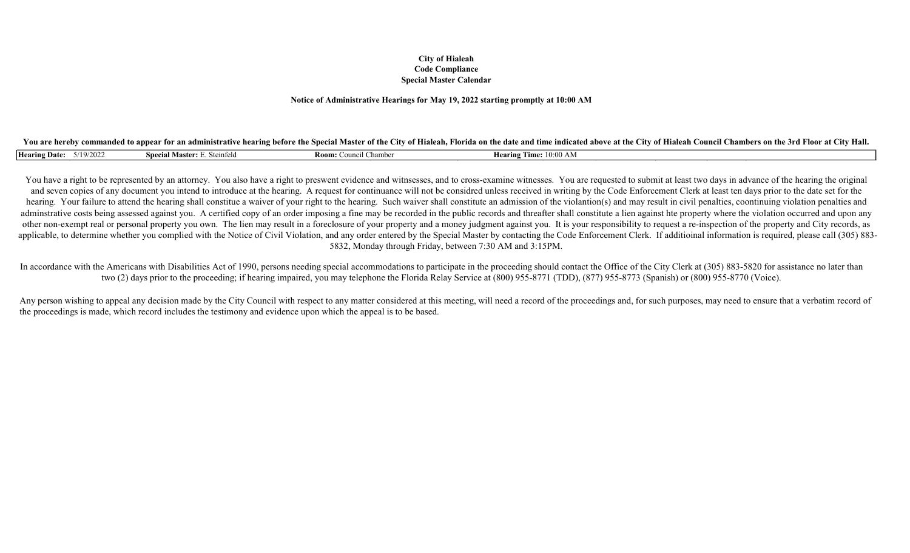**City of Hialeah**
**Code Compliance**
**Special Master Calendar**

**Notice of Administrative Hearings for May 19, 2022 starting promptly at 10:00 AM**

**You are hereby commanded to appear for an administrative hearing before the Special Master of the City of Hialeah, Florida on the date and time indicated above at the City of Hialeah Council Chambers on the 3rd Floor at City Hall.**

| | | | |
|---|---|---|---|
| **Hearing Date:** 5/19/2022 | **Special Master:** E. Steinfeld | **Room:** Council Chamber | **Hearing Time:** 10:00 AM |

You have a right to be represented by an attorney. You also have a right to preswent evidence and witnsesses, and to cross-examine witnesses. You are requested to submit at least two days in advance of the hearing the original and seven copies of any document you intend to introduce at the hearing. A request for continuance will not be considred unless received in writing by the Code Enforcement Clerk at least ten days prior to the date set for the hearing. Your failure to attend the hearing shall constitue a waiver of your right to the hearing. Such waiver shall constitute an admission of the violantion(s) and may result in civil penalties, coontinuing violation penalties and adminstrative costs being assessed against you. A certified copy of an order imposing a fine may be recorded in the public records and threafter shall constitute a lien against hte property where the violation occurred and upon any other non-exempt real or personal property you own. The lien may result in a foreclosure of your property and a money judgment against you. It is your responsibility to request a re-inspection of the property and City records, as applicable, to determine whether you complied with the Notice of Civil Violation, and any order entered by the Special Master by contacting the Code Enforcement Clerk. If additioinal information is required, please call (305) 883-5832, Monday through Friday, between 7:30 AM and 3:15PM.

In accordance with the Americans with Disabilities Act of 1990, persons needing special accommodations to participate in the proceeding should contact the Office of the City Clerk at (305) 883-5820 for assistance no later than two (2) days prior to the proceeding; if hearing impaired, you may telephone the Florida Relay Service at (800) 955-8771 (TDD), (877) 955-8773 (Spanish) or (800) 955-8770 (Voice).

Any person wishing to appeal any decision made by the City Council with respect to any matter considered at this meeting, will need a record of the proceedings and, for such purposes, may need to ensure that a verbatim record of the proceedings is made, which record includes the testimony and evidence upon which the appeal is to be based.